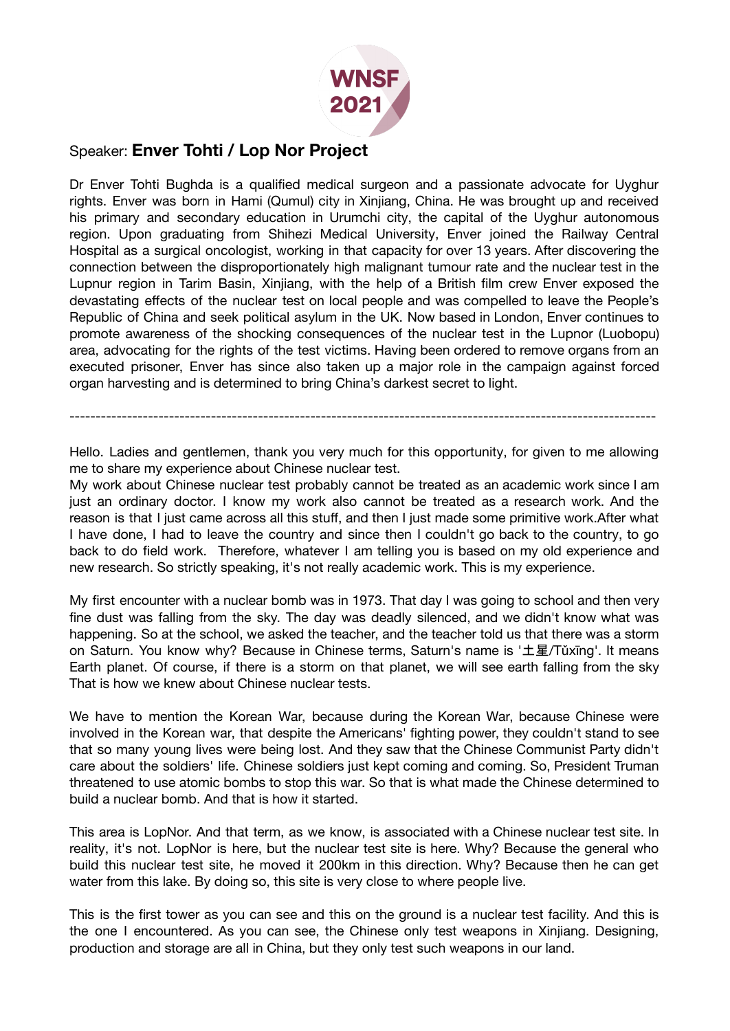Speaker: **Enver Tohti / Lop Nor Project**

Dr Enver Tohti Bughda is a qualified medical surgeon and a passionate advocate for Uyghur rights. Enver was born in Hami (Qumul) city in Xinjiang, China. He was brought up and received his primary and secondary education in Urumchi city, the capital of the Uyghur autonomous region. Upon graduating from Shihezi Medical University, Enver joined the Railway Central Hospital as a surgical oncologist, working in that capacity for over 13 years. After discovering the connection between the disproportionately high malignant tumour rate and the nuclear test in the Lupnur region in Tarim Basin, Xinjiang, with the help of a British film crew Enver exposed the devastating effects of the nuclear test on local people and was compelled to leave the People's Republic of China and seek political asylum in the UK. Now based in London, Enver continues to promote awareness of the shocking consequences of the nuclear test in the Lupnor (Luobopu) area, advocating for the rights of the test victims. Having been ordered to remove organs from an executed prisoner, Enver has since also taken up a major role in the campaign against forced organ harvesting and is determined to bring China's darkest secret to light.

---

Hello. Ladies and gentlemen, thank you very much for this opportunity, for given to me allowing me to share my experience about Chinese nuclear test.

My work about Chinese nuclear test probably cannot be treated as an academic work since I am just an ordinary doctor. I know my work also cannot be treated as a research work. And the reason is that I just came across all this stuff, and then I just made some primitive work.After what I have done, I had to leave the country and since then I couldn't go back to the country, to go back to do field work.  Therefore, whatever I am telling you is based on my old experience and new research. So strictly speaking, it's not really academic work. This is my experience.

My first encounter with a nuclear bomb was in 1973. That day I was going to school and then very fine dust was falling from the sky. The day was deadly silenced, and we didn't know what was happening. So at the school, we asked the teacher, and the teacher told us that there was a storm on Saturn. You know why? Because in Chinese terms, Saturn's name is '土星/Tǔxīng'. It means Earth planet. Of course, if there is a storm on that planet, we will see earth falling from the sky That is how we knew about Chinese nuclear tests.

We have to mention the Korean War, because during the Korean War, because Chinese were involved in the Korean war, that despite the Americans' fighting power, they couldn't stand to see that so many young lives were being lost. And they saw that the Chinese Communist Party didn't care about the soldiers' life. Chinese soldiers just kept coming and coming. So, President Truman threatened to use atomic bombs to stop this war. So that is what made the Chinese determined to build a nuclear bomb. And that is how it started.

This area is LopNor. And that term, as we know, is associated with a Chinese nuclear test site. In reality, it's not. LopNor is here, but the nuclear test site is here. Why? Because the general who build this nuclear test site, he moved it 200km in this direction. Why? Because then he can get water from this lake. By doing so, this site is very close to where people live.

This is the first tower as you can see and this on the ground is a nuclear test facility. And this is the one I encountered. As you can see, the Chinese only test weapons in Xinjiang. Designing, production and storage are all in China, but they only test such weapons in our land.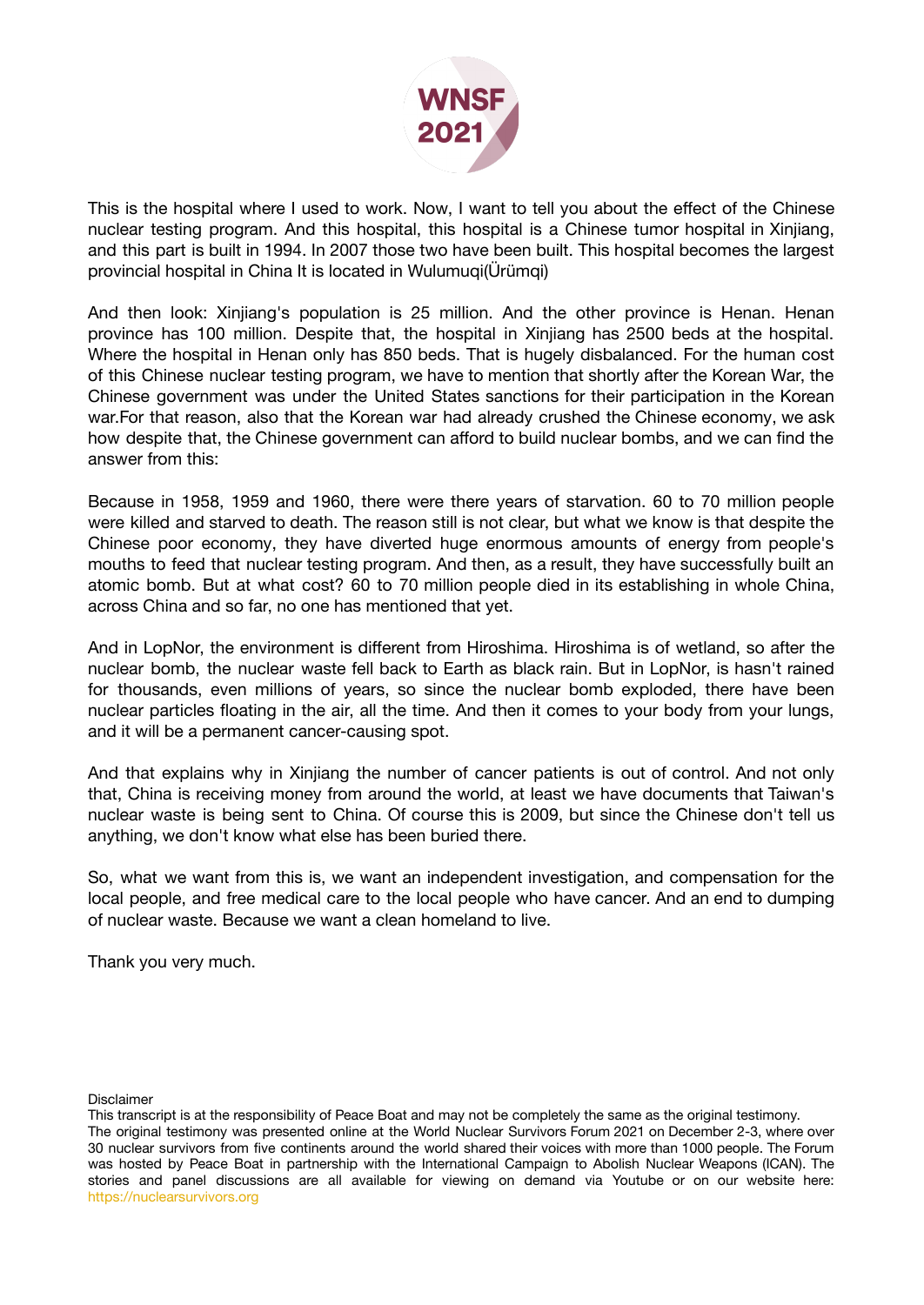This is the hospital where I used to work. Now, I want to tell you about the effect of the Chinese nuclear testing program. And this hospital, this hospital is a Chinese tumor hospital in Xinjiang, and this part is built in 1994. In 2007 those two have been built. This hospital becomes the largest provincial hospital in China It is located in Wulumuqi(Ürümqi)

And then look: Xinjiang's population is 25 million. And the other province is Henan. Henan province has 100 million. Despite that, the hospital in Xinjiang has 2500 beds at the hospital. Where the hospital in Henan only has 850 beds. That is hugely disbalanced. For the human cost of this Chinese nuclear testing program, we have to mention that shortly after the Korean War, the Chinese government was under the United States sanctions for their participation in the Korean war.For that reason, also that the Korean war had already crushed the Chinese economy, we ask how despite that, the Chinese government can afford to build nuclear bombs, and we can find the answer from this:

Because in 1958, 1959 and 1960, there were there years of starvation. 60 to 70 million people were killed and starved to death. The reason still is not clear, but what we know is that despite the Chinese poor economy, they have diverted huge enormous amounts of energy from people's mouths to feed that nuclear testing program. And then, as a result, they have successfully built an atomic bomb. But at what cost? 60 to 70 million people died in its establishing in whole China, across China and so far, no one has mentioned that yet.

And in LopNor, the environment is different from Hiroshima. Hiroshima is of wetland, so after the nuclear bomb, the nuclear waste fell back to Earth as black rain. But in LopNor, is hasn't rained for thousands, even millions of years, so since the nuclear bomb exploded, there have been nuclear particles floating in the air, all the time. And then it comes to your body from your lungs, and it will be a permanent cancer-causing spot.

And that explains why in Xinjiang the number of cancer patients is out of control. And not only that, China is receiving money from around the world, at least we have documents that Taiwan's nuclear waste is being sent to China. Of course this is 2009, but since the Chinese don't tell us anything, we don't know what else has been buried there.

So, what we want from this is, we want an independent investigation, and compensation for the local people, and free medical care to the local people who have cancer. And an end to dumping of nuclear waste. Because we want a clean homeland to live.

Thank you very much.

Disclaimer

This transcript is at the responsibility of Peace Boat and may not be completely the same as the original testimony. The original testimony was presented online at the World Nuclear Survivors Forum 2021 on December 2-3, where over 30 nuclear survivors from five continents around the world shared their voices with more than 1000 people. The Forum was hosted by Peace Boat in partnership with the International Campaign to Abolish Nuclear Weapons (ICAN). The stories and panel discussions are all available for viewing on demand via Youtube or on our website here: https://nuclearsurvivors.org